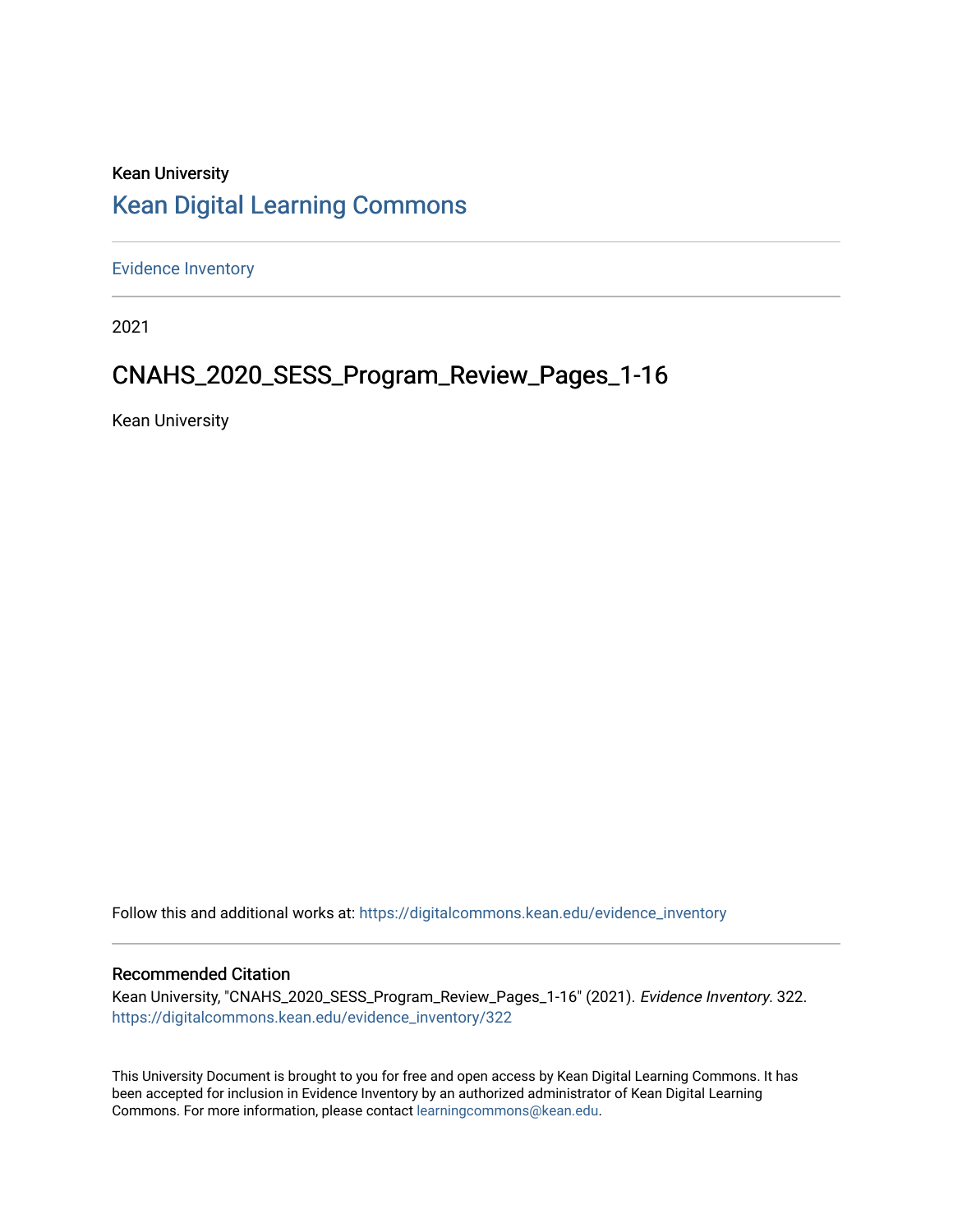Kean University

# Kean Digital Learning Commons

Evidence Inventory

2021

## CNAHS_2020_SESS_Program_Review_Pages_1-16

Kean University

Follow this and additional works at: https://digitalcommons.kean.edu/evidence_inventory

### Recommended Citation

Kean University, "CNAHS_2020_SESS_Program_Review_Pages_1-16" (2021). *Evidence Inventory*. 322.
https://digitalcommons.kean.edu/evidence_inventory/322

This University Document is brought to you for free and open access by Kean Digital Learning Commons. It has been accepted for inclusion in Evidence Inventory by an authorized administrator of Kean Digital Learning Commons. For more information, please contact learningcommons@kean.edu.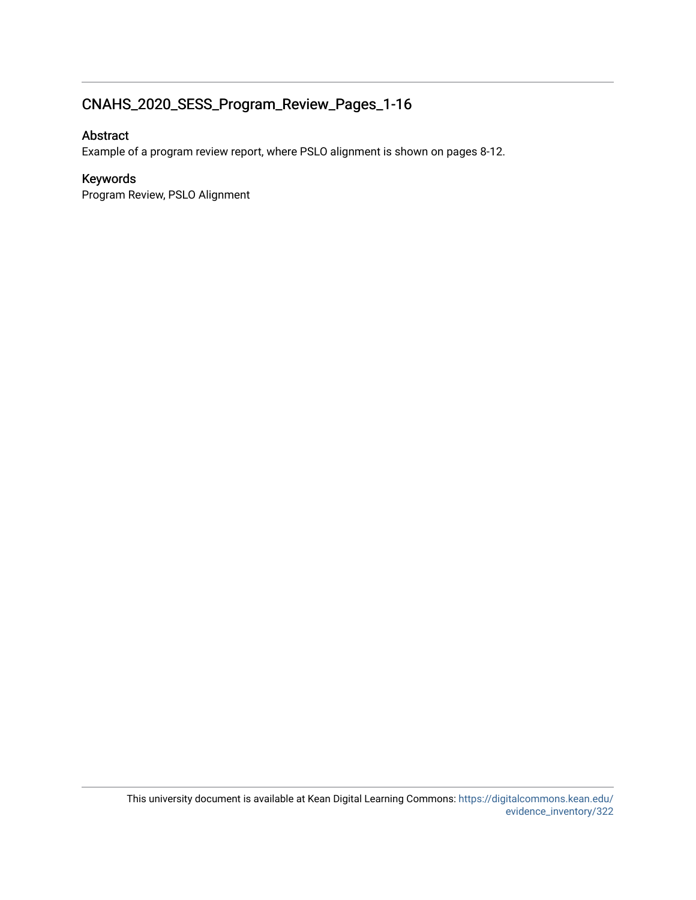## CNAHS_2020_SESS_Program_Review_Pages_1-16

### Abstract

Example of a program review report, where PSLO alignment is shown on pages 8-12.

### Keywords

Program Review, PSLO Alignment

This university document is available at Kean Digital Learning Commons: https://digitalcommons.kean.edu/evidence_inventory/322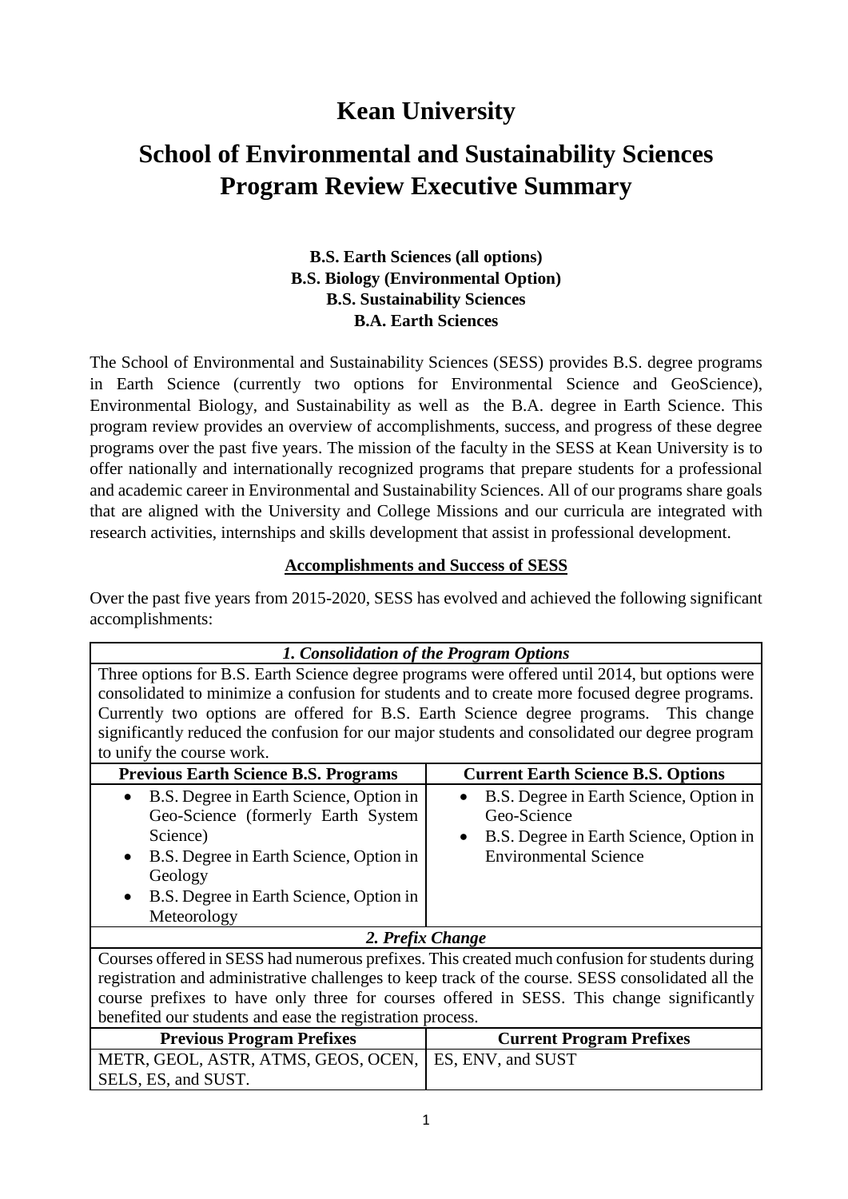# Kean University

# School of Environmental and Sustainability Sciences Program Review Executive Summary

**B.S. Earth Sciences (all options)**
**B.S. Biology (Environmental Option)**
**B.S. Sustainability Sciences**
**B.A. Earth Sciences**

The School of Environmental and Sustainability Sciences (SESS) provides B.S. degree programs in Earth Science (currently two options for Environmental Science and GeoScience), Environmental Biology, and Sustainability as well as the B.A. degree in Earth Science. This program review provides an overview of accomplishments, success, and progress of these degree programs over the past five years. The mission of the faculty in the SESS at Kean University is to offer nationally and internationally recognized programs that prepare students for a professional and academic career in Environmental and Sustainability Sciences. All of our programs share goals that are aligned with the University and College Missions and our curricula are integrated with research activities, internships and skills development that assist in professional development.

**<u>Accomplishments and Success of SESS</u>**

Over the past five years from 2015-2020, SESS has evolved and achieved the following significant accomplishments:

| ***1. Consolidation of the Program Options*** | |
|---|---|
| Three options for B.S. Earth Science degree programs were offered until 2014, but options were consolidated to minimize a confusion for students and to create more focused degree programs. Currently two options are offered for B.S. Earth Science degree programs. This change significantly reduced the confusion for our major students and consolidated our degree program to unify the course work. | |
| **Previous Earth Science B.S. Programs** | **Current Earth Science B.S. Options** |
| • B.S. Degree in Earth Science, Option in Geo-Science (formerly Earth System Science)<br>• B.S. Degree in Earth Science, Option in Geology<br>• B.S. Degree in Earth Science, Option in Meteorology | • B.S. Degree in Earth Science, Option in Geo-Science<br>• B.S. Degree in Earth Science, Option in Environmental Science |
| ***2. Prefix Change*** | |
| Courses offered in SESS had numerous prefixes. This created much confusion for students during registration and administrative challenges to keep track of the course. SESS consolidated all the course prefixes to have only three for courses offered in SESS. This change significantly benefited our students and ease the registration process. | |
| **Previous Program Prefixes** | **Current Program Prefixes** |
| METR, GEOL, ASTR, ATMS, GEOS, OCEN, SELS, ES, and SUST. | ES, ENV, and SUST |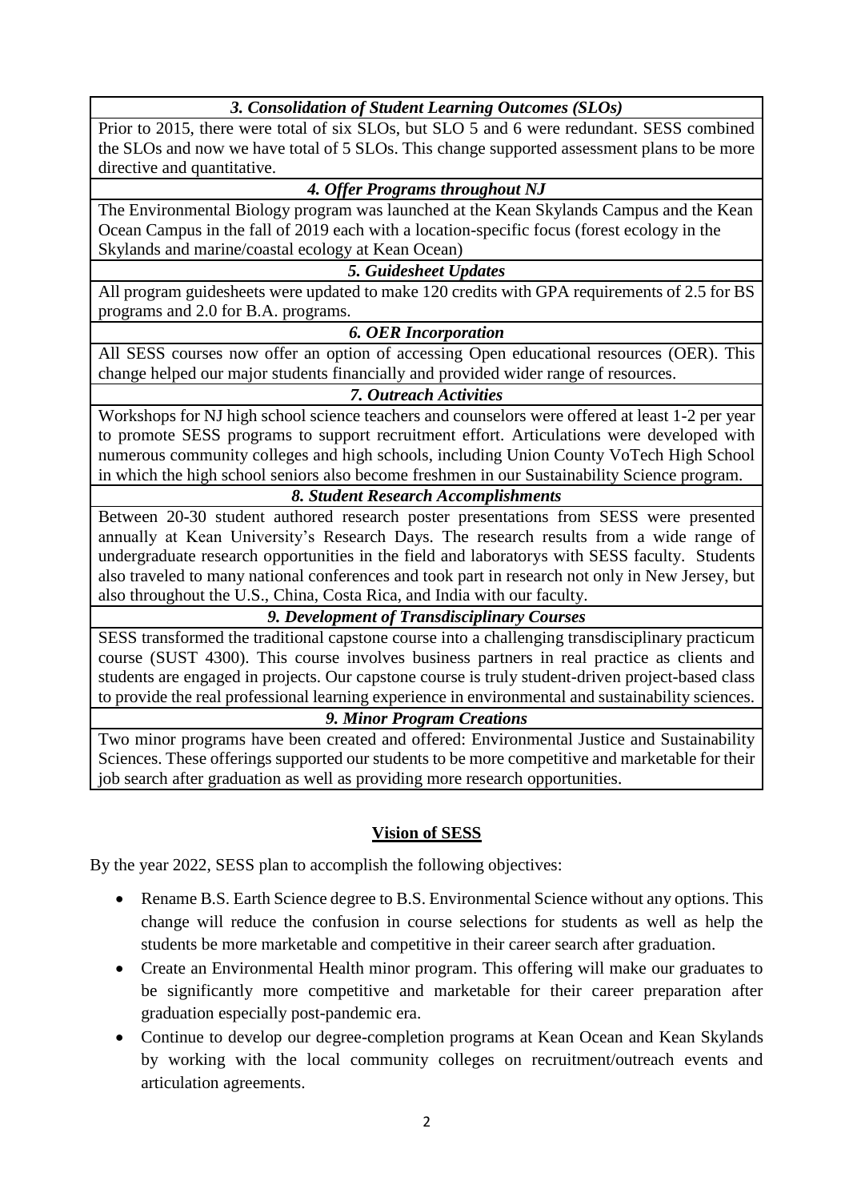| *3. Consolidation of Student Learning Outcomes (SLOs)* |
|---|
| Prior to 2015, there were total of six SLOs, but SLO 5 and 6 were redundant. SESS combined the SLOs and now we have total of 5 SLOs. This change supported assessment plans to be more directive and quantitative. |
| ***4. Offer Programs throughout NJ*** |
| The Environmental Biology program was launched at the Kean Skylands Campus and the Kean Ocean Campus in the fall of 2019 each with a location-specific focus (forest ecology in the Skylands and marine/coastal ecology at Kean Ocean) |
| ***5. Guidesheet Updates*** |
| All program guidesheets were updated to make 120 credits with GPA requirements of 2.5 for BS programs and 2.0 for B.A. programs. |
| ***6. OER Incorporation*** |
| All SESS courses now offer an option of accessing Open educational resources (OER). This change helped our major students financially and provided wider range of resources. |
| ***7. Outreach Activities*** |
| Workshops for NJ high school science teachers and counselors were offered at least 1-2 per year to promote SESS programs to support recruitment effort. Articulations were developed with numerous community colleges and high schools, including Union County VoTech High School in which the high school seniors also become freshmen in our Sustainability Science program. |
| ***8. Student Research Accomplishments*** |
| Between 20-30 student authored research poster presentations from SESS were presented annually at Kean University's Research Days. The research results from a wide range of undergraduate research opportunities in the field and laboratorys with SESS faculty. Students also traveled to many national conferences and took part in research not only in New Jersey, but also throughout the U.S., China, Costa Rica, and India with our faculty. |
| ***9. Development of Transdisciplinary Courses*** |
| SESS transformed the traditional capstone course into a challenging transdisciplinary practicum course (SUST 4300). This course involves business partners in real practice as clients and students are engaged in projects. Our capstone course is truly student-driven project-based class to provide the real professional learning experience in environmental and sustainability sciences. |
| ***9. Minor Program Creations*** |
| Two minor programs have been created and offered: Environmental Justice and Sustainability Sciences. These offerings supported our students to be more competitive and marketable for their job search after graduation as well as providing more research opportunities. |

## Vision of SESS

By the year 2022, SESS plan to accomplish the following objectives:

- Rename B.S. Earth Science degree to B.S. Environmental Science without any options. This change will reduce the confusion in course selections for students as well as help the students be more marketable and competitive in their career search after graduation.
- Create an Environmental Health minor program. This offering will make our graduates to be significantly more competitive and marketable for their career preparation after graduation especially post-pandemic era.
- Continue to develop our degree-completion programs at Kean Ocean and Kean Skylands by working with the local community colleges on recruitment/outreach events and articulation agreements.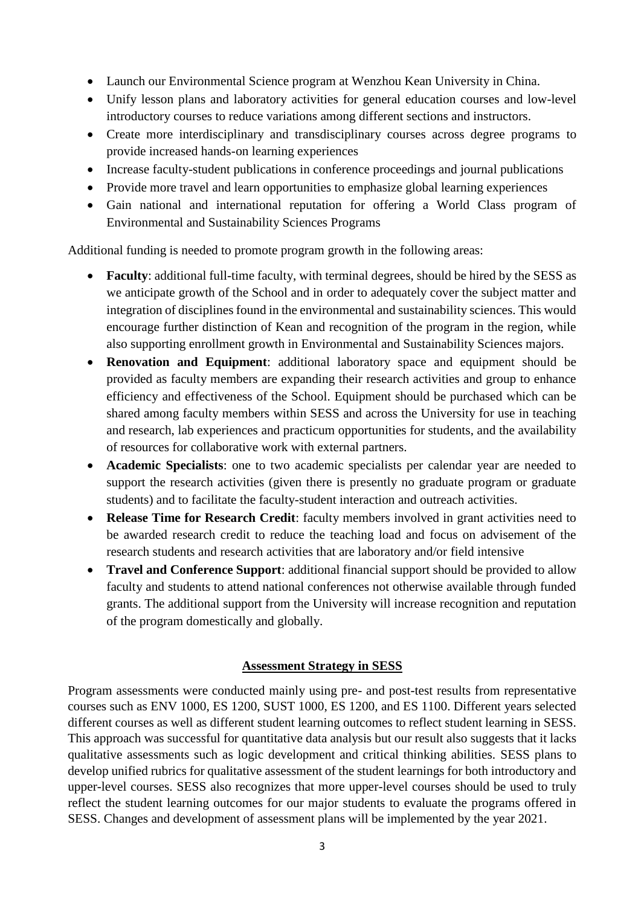- Launch our Environmental Science program at Wenzhou Kean University in China.
- Unify lesson plans and laboratory activities for general education courses and low-level introductory courses to reduce variations among different sections and instructors.
- Create more interdisciplinary and transdisciplinary courses across degree programs to provide increased hands-on learning experiences
- Increase faculty-student publications in conference proceedings and journal publications
- Provide more travel and learn opportunities to emphasize global learning experiences
- Gain national and international reputation for offering a World Class program of Environmental and Sustainability Sciences Programs

Additional funding is needed to promote program growth in the following areas:

- **Faculty**: additional full-time faculty, with terminal degrees, should be hired by the SESS as we anticipate growth of the School and in order to adequately cover the subject matter and integration of disciplines found in the environmental and sustainability sciences. This would encourage further distinction of Kean and recognition of the program in the region, while also supporting enrollment growth in Environmental and Sustainability Sciences majors.
- **Renovation and Equipment**: additional laboratory space and equipment should be provided as faculty members are expanding their research activities and group to enhance efficiency and effectiveness of the School. Equipment should be purchased which can be shared among faculty members within SESS and across the University for use in teaching and research, lab experiences and practicum opportunities for students, and the availability of resources for collaborative work with external partners.
- **Academic Specialists**: one to two academic specialists per calendar year are needed to support the research activities (given there is presently no graduate program or graduate students) and to facilitate the faculty-student interaction and outreach activities.
- **Release Time for Research Credit**: faculty members involved in grant activities need to be awarded research credit to reduce the teaching load and focus on advisement of the research students and research activities that are laboratory and/or field intensive
- **Travel and Conference Support**: additional financial support should be provided to allow faculty and students to attend national conferences not otherwise available through funded grants. The additional support from the University will increase recognition and reputation of the program domestically and globally.

## Assessment Strategy in SESS

Program assessments were conducted mainly using pre- and post-test results from representative courses such as ENV 1000, ES 1200, SUST 1000, ES 1200, and ES 1100. Different years selected different courses as well as different student learning outcomes to reflect student learning in SESS. This approach was successful for quantitative data analysis but our result also suggests that it lacks qualitative assessments such as logic development and critical thinking abilities. SESS plans to develop unified rubrics for qualitative assessment of the student learnings for both introductory and upper-level courses. SESS also recognizes that more upper-level courses should be used to truly reflect the student learning outcomes for our major students to evaluate the programs offered in SESS. Changes and development of assessment plans will be implemented by the year 2021.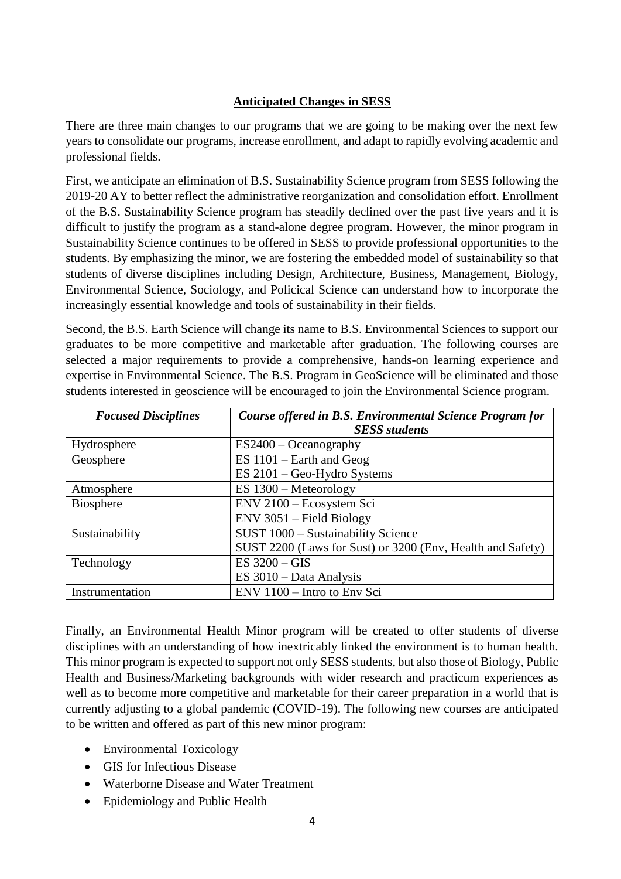## Anticipated Changes in SESS

There are three main changes to our programs that we are going to be making over the next few years to consolidate our programs, increase enrollment, and adapt to rapidly evolving academic and professional fields.

First, we anticipate an elimination of B.S. Sustainability Science program from SESS following the 2019-20 AY to better reflect the administrative reorganization and consolidation effort. Enrollment of the B.S. Sustainability Science program has steadily declined over the past five years and it is difficult to justify the program as a stand-alone degree program. However, the minor program in Sustainability Science continues to be offered in SESS to provide professional opportunities to the students. By emphasizing the minor, we are fostering the embedded model of sustainability so that students of diverse disciplines including Design, Architecture, Business, Management, Biology, Environmental Science, Sociology, and Policical Science can understand how to incorporate the increasingly essential knowledge and tools of sustainability in their fields.

Second, the B.S. Earth Science will change its name to B.S. Environmental Sciences to support our graduates to be more competitive and marketable after graduation. The following courses are selected a major requirements to provide a comprehensive, hands-on learning experience and expertise in Environmental Science. The B.S. Program in GeoScience will be eliminated and those students interested in geoscience will be encouraged to join the Environmental Science program.

| ***Focused Disciplines*** | ***Course offered in B.S. Environmental Science Program for SESS students*** |
|---|---|
| Hydrosphere | ES2400 – Oceanography |
| Geosphere | ES 1101 – Earth and Geog<br>ES 2101 – Geo-Hydro Systems |
| Atmosphere | ES 1300 – Meteorology |
| Biosphere | ENV 2100 – Ecosystem Sci<br>ENV 3051 – Field Biology |
| Sustainability | SUST 1000 – Sustainability Science<br>SUST 2200 (Laws for Sust) or 3200 (Env, Health and Safety) |
| Technology | ES 3200 – GIS<br>ES 3010 – Data Analysis |
| Instrumentation | ENV 1100 – Intro to Env Sci |

Finally, an Environmental Health Minor program will be created to offer students of diverse disciplines with an understanding of how inextricably linked the environment is to human health. This minor program is expected to support not only SESS students, but also those of Biology, Public Health and Business/Marketing backgrounds with wider research and practicum experiences as well as to become more competitive and marketable for their career preparation in a world that is currently adjusting to a global pandemic (COVID-19). The following new courses are anticipated to be written and offered as part of this new minor program:

- Environmental Toxicology
- GIS for Infectious Disease
- Waterborne Disease and Water Treatment
- Epidemiology and Public Health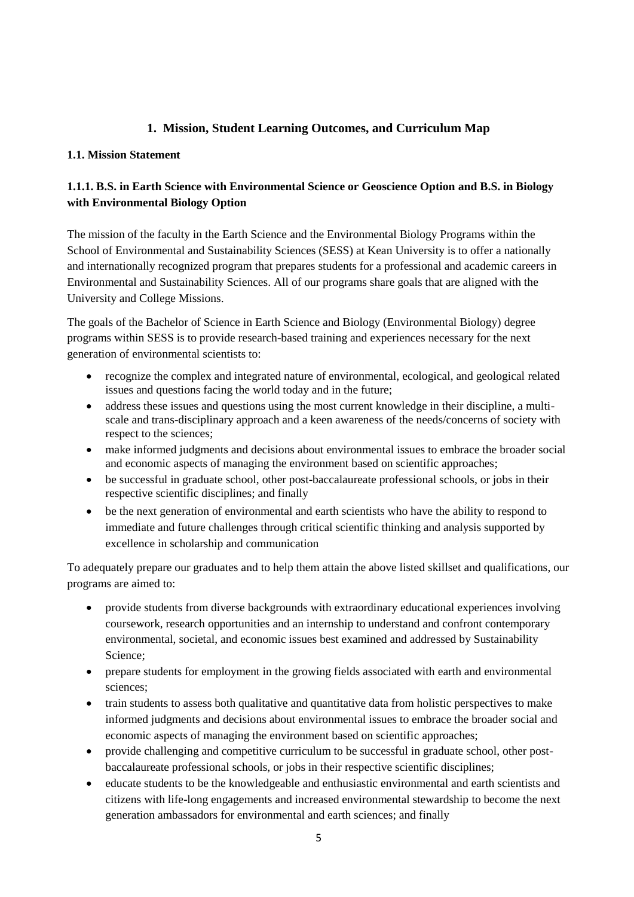## 1. Mission, Student Learning Outcomes, and Curriculum Map

### 1.1. Mission Statement

#### 1.1.1. B.S. in Earth Science with Environmental Science or Geoscience Option and B.S. in Biology with Environmental Biology Option

The mission of the faculty in the Earth Science and the Environmental Biology Programs within the School of Environmental and Sustainability Sciences (SESS) at Kean University is to offer a nationally and internationally recognized program that prepares students for a professional and academic careers in Environmental and Sustainability Sciences. All of our programs share goals that are aligned with the University and College Missions.

The goals of the Bachelor of Science in Earth Science and Biology (Environmental Biology) degree programs within SESS is to provide research-based training and experiences necessary for the next generation of environmental scientists to:

- recognize the complex and integrated nature of environmental, ecological, and geological related issues and questions facing the world today and in the future;
- address these issues and questions using the most current knowledge in their discipline, a multi-scale and trans-disciplinary approach and a keen awareness of the needs/concerns of society with respect to the sciences;
- make informed judgments and decisions about environmental issues to embrace the broader social and economic aspects of managing the environment based on scientific approaches;
- be successful in graduate school, other post-baccalaureate professional schools, or jobs in their respective scientific disciplines; and finally
- be the next generation of environmental and earth scientists who have the ability to respond to immediate and future challenges through critical scientific thinking and analysis supported by excellence in scholarship and communication

To adequately prepare our graduates and to help them attain the above listed skillset and qualifications, our programs are aimed to:

- provide students from diverse backgrounds with extraordinary educational experiences involving coursework, research opportunities and an internship to understand and confront contemporary environmental, societal, and economic issues best examined and addressed by Sustainability Science;
- prepare students for employment in the growing fields associated with earth and environmental sciences;
- train students to assess both qualitative and quantitative data from holistic perspectives to make informed judgments and decisions about environmental issues to embrace the broader social and economic aspects of managing the environment based on scientific approaches;
- provide challenging and competitive curriculum to be successful in graduate school, other post-baccalaureate professional schools, or jobs in their respective scientific disciplines;
- educate students to be the knowledgeable and enthusiastic environmental and earth scientists and citizens with life-long engagements and increased environmental stewardship to become the next generation ambassadors for environmental and earth sciences; and finally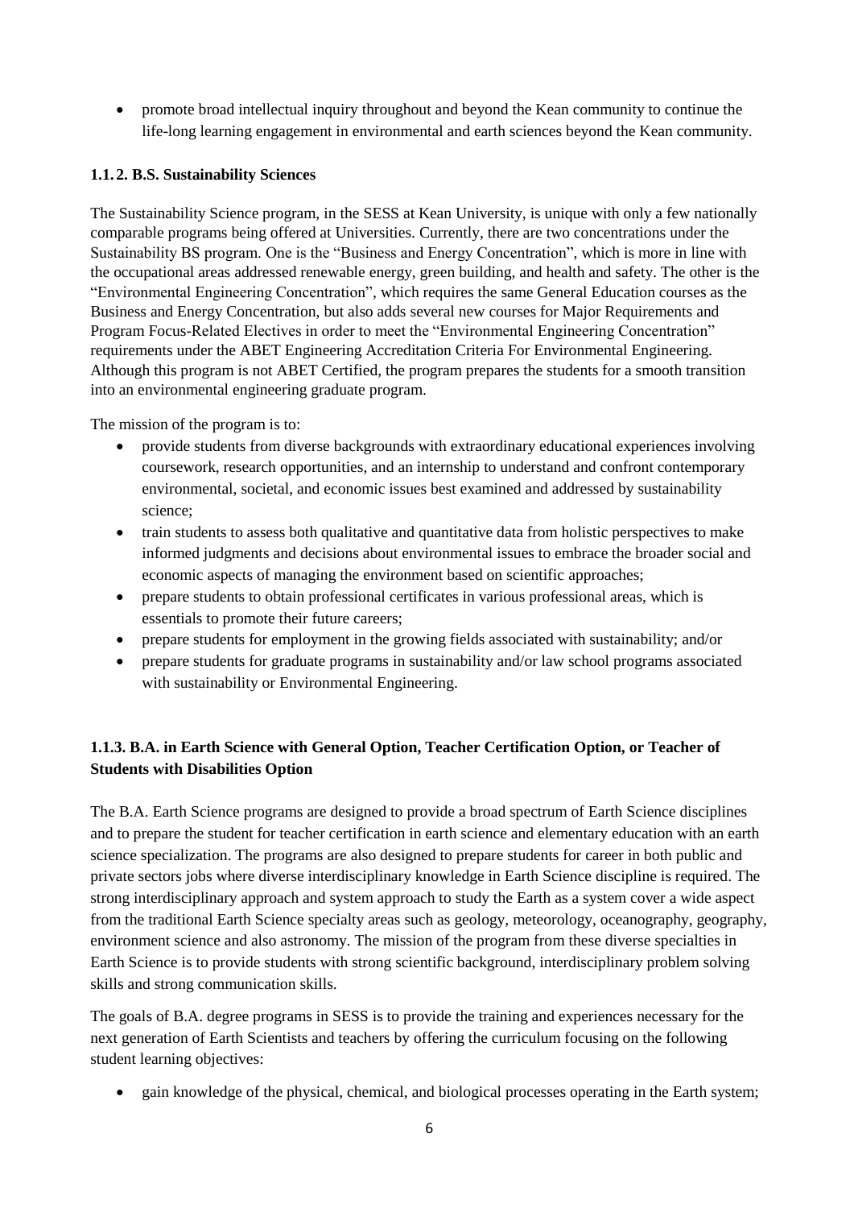- promote broad intellectual inquiry throughout and beyond the Kean community to continue the life-long learning engagement in environmental and earth sciences beyond the Kean community.

### 1.1.2. B.S. Sustainability Sciences

The Sustainability Science program, in the SESS at Kean University, is unique with only a few nationally comparable programs being offered at Universities. Currently, there are two concentrations under the Sustainability BS program. One is the "Business and Energy Concentration", which is more in line with the occupational areas addressed renewable energy, green building, and health and safety. The other is the "Environmental Engineering Concentration", which requires the same General Education courses as the Business and Energy Concentration, but also adds several new courses for Major Requirements and Program Focus-Related Electives in order to meet the "Environmental Engineering Concentration" requirements under the ABET Engineering Accreditation Criteria For Environmental Engineering. Although this program is not ABET Certified, the program prepares the students for a smooth transition into an environmental engineering graduate program.

The mission of the program is to:

- provide students from diverse backgrounds with extraordinary educational experiences involving coursework, research opportunities, and an internship to understand and confront contemporary environmental, societal, and economic issues best examined and addressed by sustainability science;
- train students to assess both qualitative and quantitative data from holistic perspectives to make informed judgments and decisions about environmental issues to embrace the broader social and economic aspects of managing the environment based on scientific approaches;
- prepare students to obtain professional certificates in various professional areas, which is essentials to promote their future careers;
- prepare students for employment in the growing fields associated with sustainability; and/or
- prepare students for graduate programs in sustainability and/or law school programs associated with sustainability or Environmental Engineering.

### 1.1.3. B.A. in Earth Science with General Option, Teacher Certification Option, or Teacher of Students with Disabilities Option

The B.A. Earth Science programs are designed to provide a broad spectrum of Earth Science disciplines and to prepare the student for teacher certification in earth science and elementary education with an earth science specialization. The programs are also designed to prepare students for career in both public and private sectors jobs where diverse interdisciplinary knowledge in Earth Science discipline is required. The strong interdisciplinary approach and system approach to study the Earth as a system cover a wide aspect from the traditional Earth Science specialty areas such as geology, meteorology, oceanography, geography, environment science and also astronomy. The mission of the program from these diverse specialties in Earth Science is to provide students with strong scientific background, interdisciplinary problem solving skills and strong communication skills.

The goals of B.A. degree programs in SESS is to provide the training and experiences necessary for the next generation of Earth Scientists and teachers by offering the curriculum focusing on the following student learning objectives:

- gain knowledge of the physical, chemical, and biological processes operating in the Earth system;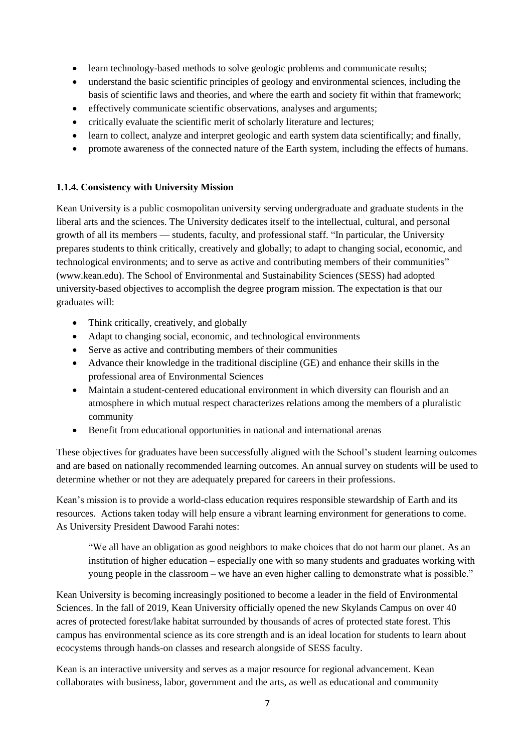- learn technology-based methods to solve geologic problems and communicate results;
- understand the basic scientific principles of geology and environmental sciences, including the basis of scientific laws and theories, and where the earth and society fit within that framework;
- effectively communicate scientific observations, analyses and arguments;
- critically evaluate the scientific merit of scholarly literature and lectures;
- learn to collect, analyze and interpret geologic and earth system data scientifically; and finally,
- promote awareness of the connected nature of the Earth system, including the effects of humans.

#### 1.1.4. Consistency with University Mission

Kean University is a public cosmopolitan university serving undergraduate and graduate students in the liberal arts and the sciences. The University dedicates itself to the intellectual, cultural, and personal growth of all its members — students, faculty, and professional staff. "In particular, the University prepares students to think critically, creatively and globally; to adapt to changing social, economic, and technological environments; and to serve as active and contributing members of their communities" (www.kean.edu). The School of Environmental and Sustainability Sciences (SESS) had adopted university-based objectives to accomplish the degree program mission. The expectation is that our graduates will:

- Think critically, creatively, and globally
- Adapt to changing social, economic, and technological environments
- Serve as active and contributing members of their communities
- Advance their knowledge in the traditional discipline (GE) and enhance their skills in the professional area of Environmental Sciences
- Maintain a student-centered educational environment in which diversity can flourish and an atmosphere in which mutual respect characterizes relations among the members of a pluralistic community
- Benefit from educational opportunities in national and international arenas

These objectives for graduates have been successfully aligned with the School's student learning outcomes and are based on nationally recommended learning outcomes. An annual survey on students will be used to determine whether or not they are adequately prepared for careers in their professions.

Kean's mission is to provide a world-class education requires responsible stewardship of Earth and its resources. Actions taken today will help ensure a vibrant learning environment for generations to come. As University President Dawood Farahi notes:

> "We all have an obligation as good neighbors to make choices that do not harm our planet. As an institution of higher education – especially one with so many students and graduates working with young people in the classroom – we have an even higher calling to demonstrate what is possible."

Kean University is becoming increasingly positioned to become a leader in the field of Environmental Sciences. In the fall of 2019, Kean University officially opened the new Skylands Campus on over 40 acres of protected forest/lake habitat surrounded by thousands of acres of protected state forest. This campus has environmental science as its core strength and is an ideal location for students to learn about ecocystems through hands-on classes and research alongside of SESS faculty.

Kean is an interactive university and serves as a major resource for regional advancement. Kean collaborates with business, labor, government and the arts, as well as educational and community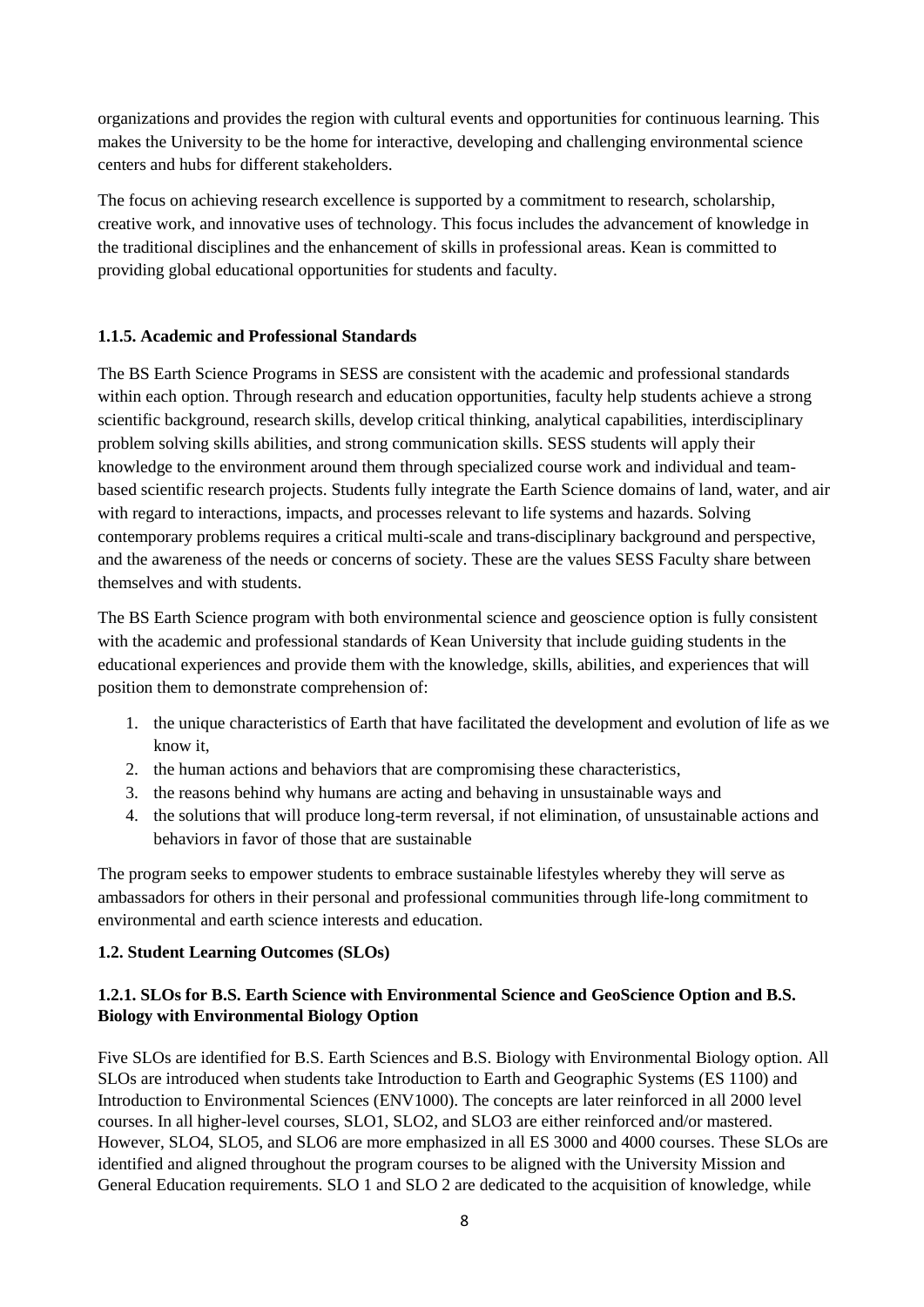organizations and provides the region with cultural events and opportunities for continuous learning. This makes the University to be the home for interactive, developing and challenging environmental science centers and hubs for different stakeholders.

The focus on achieving research excellence is supported by a commitment to research, scholarship, creative work, and innovative uses of technology. This focus includes the advancement of knowledge in the traditional disciplines and the enhancement of skills in professional areas. Kean is committed to providing global educational opportunities for students and faculty.

#### 1.1.5. Academic and Professional Standards

The BS Earth Science Programs in SESS are consistent with the academic and professional standards within each option. Through research and education opportunities, faculty help students achieve a strong scientific background, research skills, develop critical thinking, analytical capabilities, interdisciplinary problem solving skills abilities, and strong communication skills. SESS students will apply their knowledge to the environment around them through specialized course work and individual and team-based scientific research projects. Students fully integrate the Earth Science domains of land, water, and air with regard to interactions, impacts, and processes relevant to life systems and hazards. Solving contemporary problems requires a critical multi-scale and trans-disciplinary background and perspective, and the awareness of the needs or concerns of society. These are the values SESS Faculty share between themselves and with students.

The BS Earth Science program with both environmental science and geoscience option is fully consistent with the academic and professional standards of Kean University that include guiding students in the educational experiences and provide them with the knowledge, skills, abilities, and experiences that will position them to demonstrate comprehension of:

1. the unique characteristics of Earth that have facilitated the development and evolution of life as we know it,
2. the human actions and behaviors that are compromising these characteristics,
3. the reasons behind why humans are acting and behaving in unsustainable ways and
4. the solutions that will produce long-term reversal, if not elimination, of unsustainable actions and behaviors in favor of those that are sustainable

The program seeks to empower students to embrace sustainable lifestyles whereby they will serve as ambassadors for others in their personal and professional communities through life-long commitment to environmental and earth science interests and education.

### 1.2. Student Learning Outcomes (SLOs)

#### 1.2.1. SLOs for B.S. Earth Science with Environmental Science and GeoScience Option and B.S. Biology with Environmental Biology Option

Five SLOs are identified for B.S. Earth Sciences and B.S. Biology with Environmental Biology option. All SLOs are introduced when students take Introduction to Earth and Geographic Systems (ES 1100) and Introduction to Environmental Sciences (ENV1000). The concepts are later reinforced in all 2000 level courses. In all higher-level courses, SLO1, SLO2, and SLO3 are either reinforced and/or mastered. However, SLO4, SLO5, and SLO6 are more emphasized in all ES 3000 and 4000 courses. These SLOs are identified and aligned throughout the program courses to be aligned with the University Mission and General Education requirements. SLO 1 and SLO 2 are dedicated to the acquisition of knowledge, while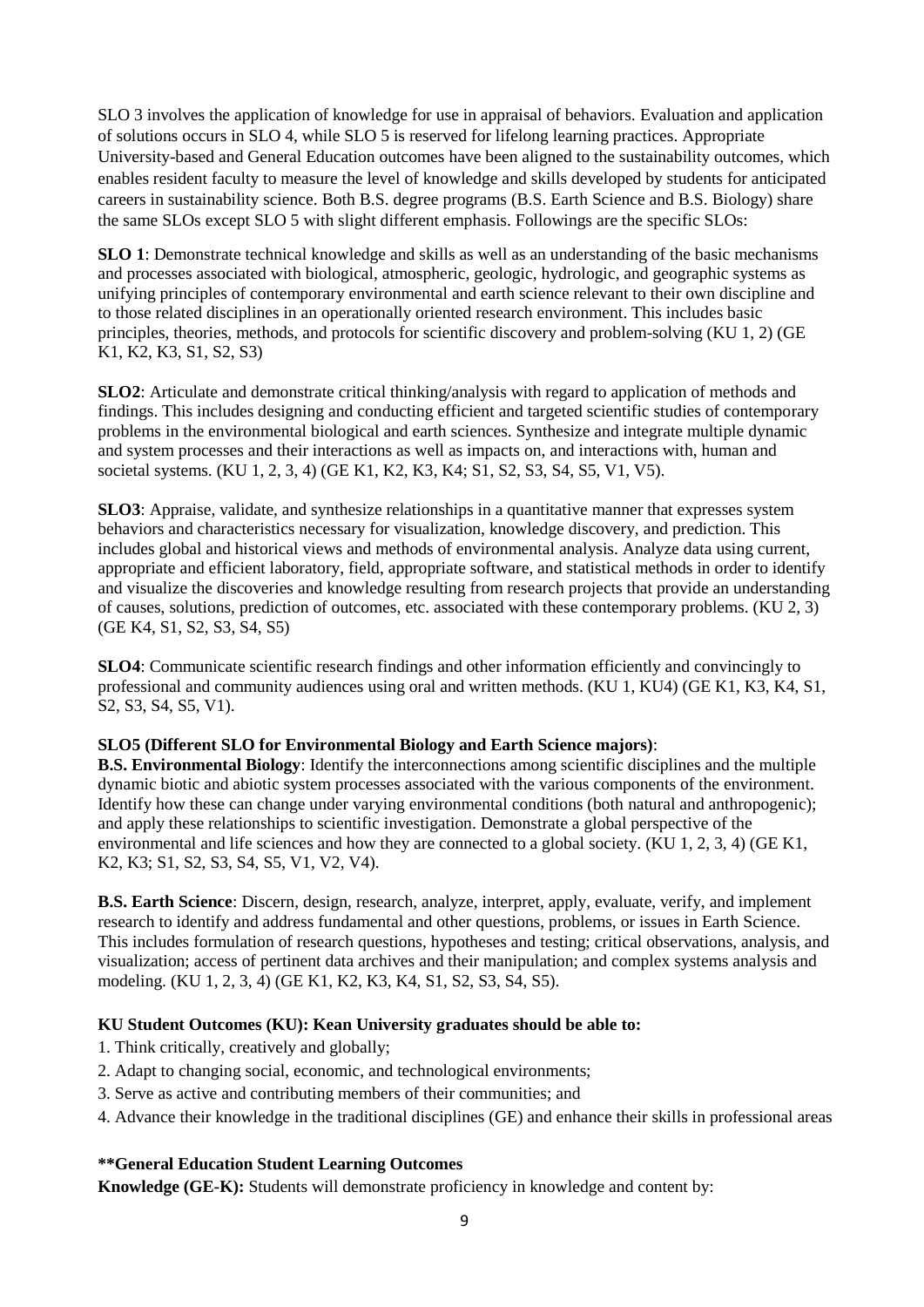SLO 3 involves the application of knowledge for use in appraisal of behaviors. Evaluation and application of solutions occurs in SLO 4, while SLO 5 is reserved for lifelong learning practices. Appropriate University-based and General Education outcomes have been aligned to the sustainability outcomes, which enables resident faculty to measure the level of knowledge and skills developed by students for anticipated careers in sustainability science. Both B.S. degree programs (B.S. Earth Science and B.S. Biology) share the same SLOs except SLO 5 with slight different emphasis. Followings are the specific SLOs:

**SLO 1**: Demonstrate technical knowledge and skills as well as an understanding of the basic mechanisms and processes associated with biological, atmospheric, geologic, hydrologic, and geographic systems as unifying principles of contemporary environmental and earth science relevant to their own discipline and to those related disciplines in an operationally oriented research environment. This includes basic principles, theories, methods, and protocols for scientific discovery and problem-solving (KU 1, 2) (GE K1, K2, K3, S1, S2, S3)

**SLO2**: Articulate and demonstrate critical thinking/analysis with regard to application of methods and findings. This includes designing and conducting efficient and targeted scientific studies of contemporary problems in the environmental biological and earth sciences. Synthesize and integrate multiple dynamic and system processes and their interactions as well as impacts on, and interactions with, human and societal systems. (KU 1, 2, 3, 4) (GE K1, K2, K3, K4; S1, S2, S3, S4, S5, V1, V5).

**SLO3**: Appraise, validate, and synthesize relationships in a quantitative manner that expresses system behaviors and characteristics necessary for visualization, knowledge discovery, and prediction. This includes global and historical views and methods of environmental analysis. Analyze data using current, appropriate and efficient laboratory, field, appropriate software, and statistical methods in order to identify and visualize the discoveries and knowledge resulting from research projects that provide an understanding of causes, solutions, prediction of outcomes, etc. associated with these contemporary problems. (KU 2, 3) (GE K4, S1, S2, S3, S4, S5)

**SLO4**: Communicate scientific research findings and other information efficiently and convincingly to professional and community audiences using oral and written methods. (KU 1, KU4) (GE K1, K3, K4, S1, S2, S3, S4, S5, V1).

**SLO5 (Different SLO for Environmental Biology and Earth Science majors)**:

**B.S. Environmental Biology**: Identify the interconnections among scientific disciplines and the multiple dynamic biotic and abiotic system processes associated with the various components of the environment. Identify how these can change under varying environmental conditions (both natural and anthropogenic); and apply these relationships to scientific investigation. Demonstrate a global perspective of the environmental and life sciences and how they are connected to a global society. (KU 1, 2, 3, 4) (GE K1, K2, K3; S1, S2, S3, S4, S5, V1, V2, V4).

**B.S. Earth Science**: Discern, design, research, analyze, interpret, apply, evaluate, verify, and implement research to identify and address fundamental and other questions, problems, or issues in Earth Science. This includes formulation of research questions, hypotheses and testing; critical observations, analysis, and visualization; access of pertinent data archives and their manipulation; and complex systems analysis and modeling. (KU 1, 2, 3, 4) (GE K1, K2, K3, K4, S1, S2, S3, S4, S5).

**KU Student Outcomes (KU): Kean University graduates should be able to:**

1. Think critically, creatively and globally;
2. Adapt to changing social, economic, and technological environments;
3. Serve as active and contributing members of their communities; and
4. Advance their knowledge in the traditional disciplines (GE) and enhance their skills in professional areas

**\*\*General Education Student Learning Outcomes**

**Knowledge (GE-K):** Students will demonstrate proficiency in knowledge and content by: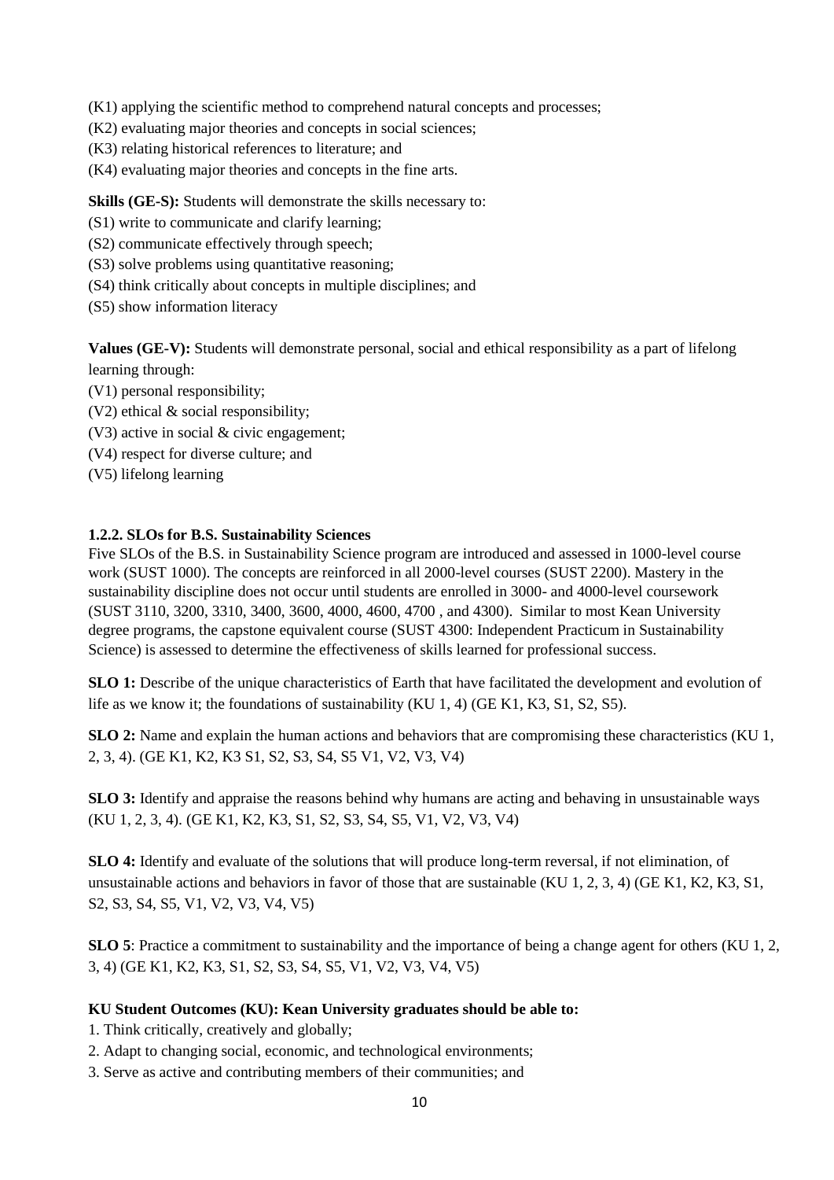(K1) applying the scientific method to comprehend natural concepts and processes;
(K2) evaluating major theories and concepts in social sciences;
(K3) relating historical references to literature; and
(K4) evaluating major theories and concepts in the fine arts.

**Skills (GE-S):** Students will demonstrate the skills necessary to:
(S1) write to communicate and clarify learning;
(S2) communicate effectively through speech;
(S3) solve problems using quantitative reasoning;
(S4) think critically about concepts in multiple disciplines; and
(S5) show information literacy

**Values (GE-V):** Students will demonstrate personal, social and ethical responsibility as a part of lifelong learning through:
(V1) personal responsibility;
(V2) ethical & social responsibility;
(V3) active in social & civic engagement;
(V4) respect for diverse culture; and
(V5) lifelong learning

#### 1.2.2. SLOs for B.S. Sustainability Sciences

Five SLOs of the B.S. in Sustainability Science program are introduced and assessed in 1000-level course work (SUST 1000). The concepts are reinforced in all 2000-level courses (SUST 2200). Mastery in the sustainability discipline does not occur until students are enrolled in 3000- and 4000-level coursework (SUST 3110, 3200, 3310, 3400, 3600, 4000, 4600, 4700 , and 4300). Similar to most Kean University degree programs, the capstone equivalent course (SUST 4300: Independent Practicum in Sustainability Science) is assessed to determine the effectiveness of skills learned for professional success.

**SLO 1:** Describe of the unique characteristics of Earth that have facilitated the development and evolution of life as we know it; the foundations of sustainability (KU 1, 4) (GE K1, K3, S1, S2, S5).

**SLO 2:** Name and explain the human actions and behaviors that are compromising these characteristics (KU 1, 2, 3, 4). (GE K1, K2, K3 S1, S2, S3, S4, S5 V1, V2, V3, V4)

**SLO 3:** Identify and appraise the reasons behind why humans are acting and behaving in unsustainable ways (KU 1, 2, 3, 4). (GE K1, K2, K3, S1, S2, S3, S4, S5, V1, V2, V3, V4)

**SLO 4:** Identify and evaluate of the solutions that will produce long-term reversal, if not elimination, of unsustainable actions and behaviors in favor of those that are sustainable (KU 1, 2, 3, 4) (GE K1, K2, K3, S1, S2, S3, S4, S5, V1, V2, V3, V4, V5)

**SLO 5**: Practice a commitment to sustainability and the importance of being a change agent for others (KU 1, 2, 3, 4) (GE K1, K2, K3, S1, S2, S3, S4, S5, V1, V2, V3, V4, V5)

**KU Student Outcomes (KU): Kean University graduates should be able to:**
1. Think critically, creatively and globally;
2. Adapt to changing social, economic, and technological environments;
3. Serve as active and contributing members of their communities; and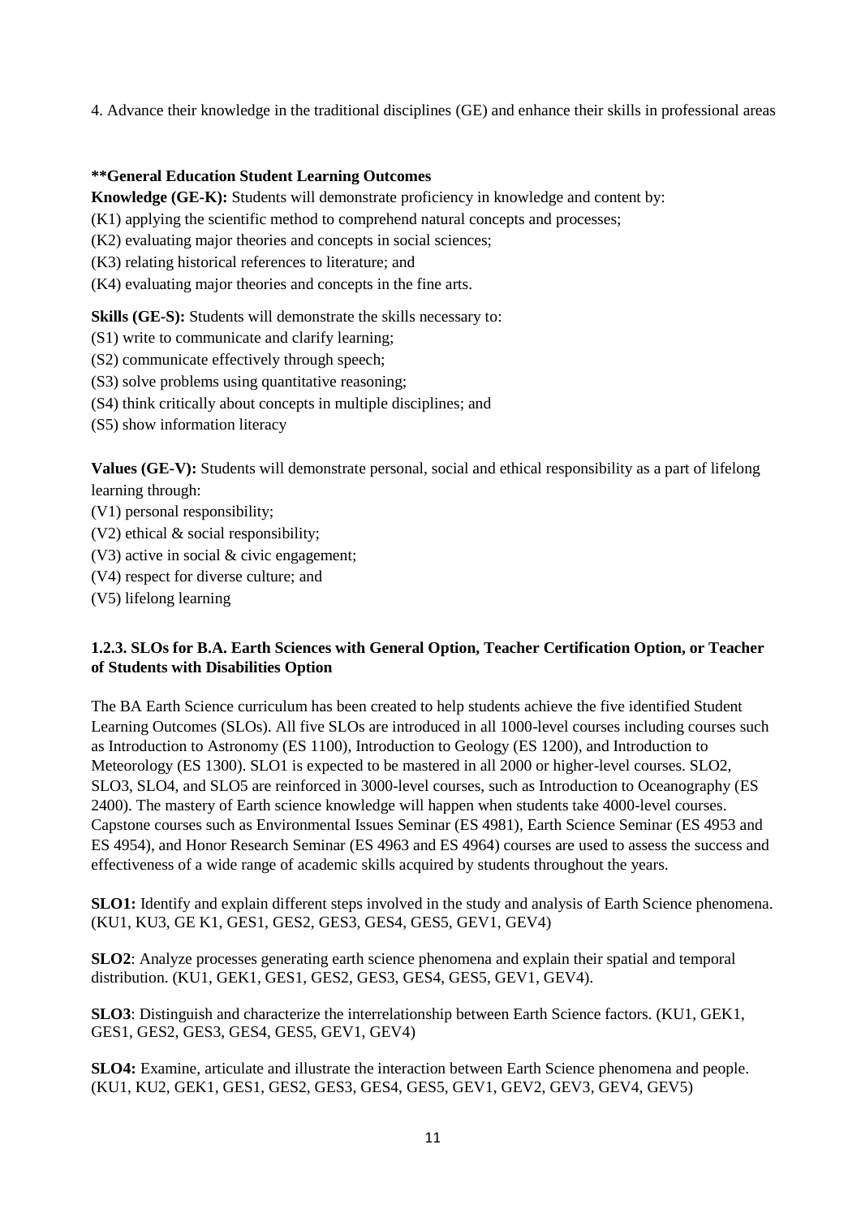4. Advance their knowledge in the traditional disciplines (GE) and enhance their skills in professional areas

**\*\*General Education Student Learning Outcomes**

**Knowledge (GE-K):** Students will demonstrate proficiency in knowledge and content by:
(K1) applying the scientific method to comprehend natural concepts and processes;
(K2) evaluating major theories and concepts in social sciences;
(K3) relating historical references to literature; and
(K4) evaluating major theories and concepts in the fine arts.

**Skills (GE-S):** Students will demonstrate the skills necessary to:
(S1) write to communicate and clarify learning;
(S2) communicate effectively through speech;
(S3) solve problems using quantitative reasoning;
(S4) think critically about concepts in multiple disciplines; and
(S5) show information literacy

**Values (GE-V):** Students will demonstrate personal, social and ethical responsibility as a part of lifelong learning through:
(V1) personal responsibility;
(V2) ethical & social responsibility;
(V3) active in social & civic engagement;
(V4) respect for diverse culture; and
(V5) lifelong learning

### 1.2.3. SLOs for B.A. Earth Sciences with General Option, Teacher Certification Option, or Teacher of Students with Disabilities Option

The BA Earth Science curriculum has been created to help students achieve the five identified Student Learning Outcomes (SLOs). All five SLOs are introduced in all 1000-level courses including courses such as Introduction to Astronomy (ES 1100), Introduction to Geology (ES 1200), and Introduction to Meteorology (ES 1300). SLO1 is expected to be mastered in all 2000 or higher-level courses. SLO2, SLO3, SLO4, and SLO5 are reinforced in 3000-level courses, such as Introduction to Oceanography (ES 2400). The mastery of Earth science knowledge will happen when students take 4000-level courses. Capstone courses such as Environmental Issues Seminar (ES 4981), Earth Science Seminar (ES 4953 and ES 4954), and Honor Research Seminar (ES 4963 and ES 4964) courses are used to assess the success and effectiveness of a wide range of academic skills acquired by students throughout the years.

**SLO1:** Identify and explain different steps involved in the study and analysis of Earth Science phenomena. (KU1, KU3, GE K1, GES1, GES2, GES3, GES4, GES5, GEV1, GEV4)

**SLO2**: Analyze processes generating earth science phenomena and explain their spatial and temporal distribution. (KU1, GEK1, GES1, GES2, GES3, GES4, GES5, GEV1, GEV4).

**SLO3**: Distinguish and characterize the interrelationship between Earth Science factors. (KU1, GEK1, GES1, GES2, GES3, GES4, GES5, GEV1, GEV4)

**SLO4:** Examine, articulate and illustrate the interaction between Earth Science phenomena and people. (KU1, KU2, GEK1, GES1, GES2, GES3, GES4, GES5, GEV1, GEV2, GEV3, GEV4, GEV5)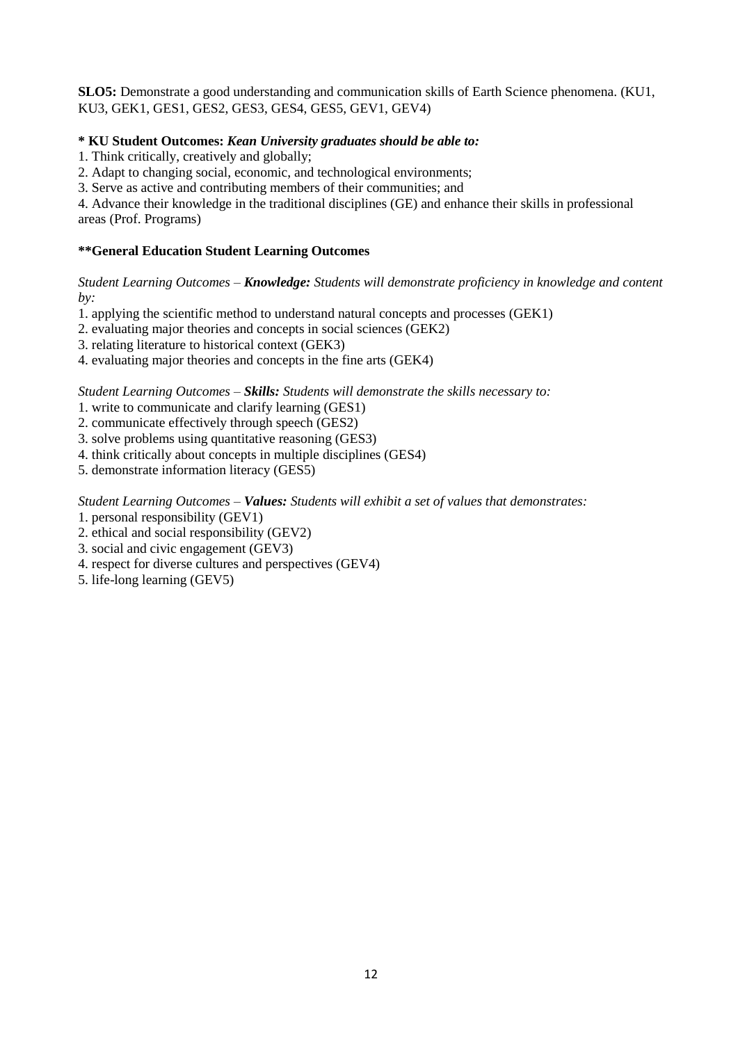**SLO5:** Demonstrate a good understanding and communication skills of Earth Science phenomena. (KU1, KU3, GEK1, GES1, GES2, GES3, GES4, GES5, GEV1, GEV4)

**\* KU Student Outcomes:** ***Kean University graduates should be able to:***

1. Think critically, creatively and globally;
2. Adapt to changing social, economic, and technological environments;
3. Serve as active and contributing members of their communities; and
4. Advance their knowledge in the traditional disciplines (GE) and enhance their skills in professional areas (Prof. Programs)

**\*\*General Education Student Learning Outcomes**

*Student Learning Outcomes – **Knowledge:** Students will demonstrate proficiency in knowledge and content by:*

1. applying the scientific method to understand natural concepts and processes (GEK1)
2. evaluating major theories and concepts in social sciences (GEK2)
3. relating literature to historical context (GEK3)
4. evaluating major theories and concepts in the fine arts (GEK4)

*Student Learning Outcomes – **Skills:** Students will demonstrate the skills necessary to:*

1. write to communicate and clarify learning (GES1)
2. communicate effectively through speech (GES2)
3. solve problems using quantitative reasoning (GES3)
4. think critically about concepts in multiple disciplines (GES4)
5. demonstrate information literacy (GES5)

*Student Learning Outcomes – **Values:** Students will exhibit a set of values that demonstrates:*

1. personal responsibility (GEV1)
2. ethical and social responsibility (GEV2)
3. social and civic engagement (GEV3)
4. respect for diverse cultures and perspectives (GEV4)
5. life-long learning (GEV5)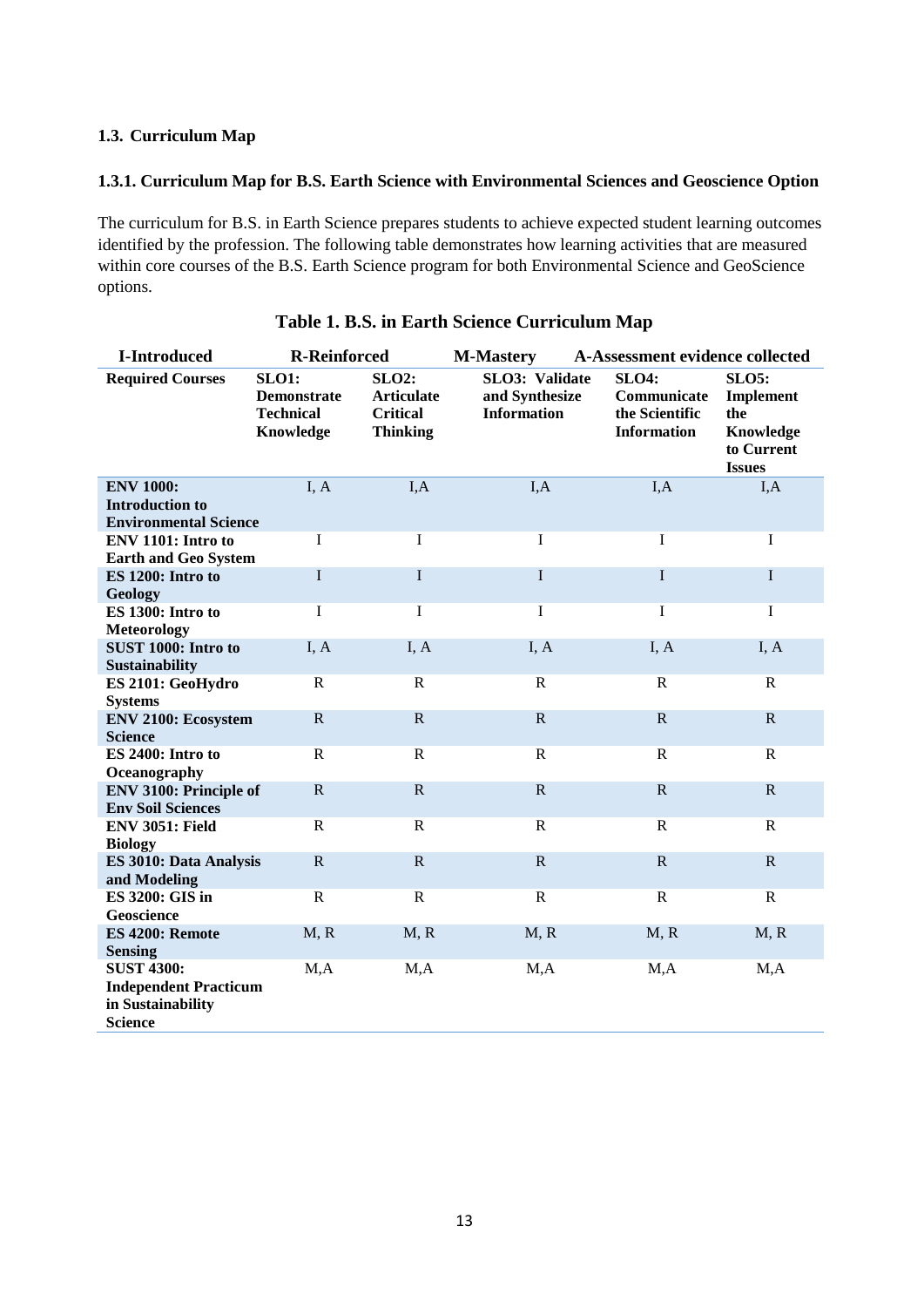### 1.3. Curriculum Map

#### 1.3.1. Curriculum Map for B.S. Earth Science with Environmental Sciences and Geoscience Option

The curriculum for B.S. in Earth Science prepares students to achieve expected student learning outcomes identified by the profession. The following table demonstrates how learning activities that are measured within core courses of the B.S. Earth Science program for both Environmental Science and GeoScience options.

**Table 1. B.S. in Earth Science Curriculum Map**

I-Introduced R-Reinforced M-Mastery A-Assessment evidence collected

| Required Courses | SLO1: Demonstrate Technical Knowledge | SLO2: Articulate Critical Thinking | SLO3: Validate and Synthesize Information | SLO4: Communicate the Scientific Information | SLO5: Implement the Knowledge to Current Issues |
|---|---|---|---|---|---|
| ENV 1000: Introduction to Environmental Science | I, A | I,A | I,A | I,A | I,A |
| ENV 1101: Intro to Earth and Geo System | I | I | I | I | I |
| ES 1200: Intro to Geology | I | I | I | I | I |
| ES 1300: Intro to Meteorology | I | I | I | I | I |
| SUST 1000: Intro to Sustainability | I, A | I, A | I, A | I, A | I, A |
| ES 2101: GeoHydro Systems | R | R | R | R | R |
| ENV 2100: Ecosystem Science | R | R | R | R | R |
| ES 2400: Intro to Oceanography | R | R | R | R | R |
| ENV 3100: Principle of Env Soil Sciences | R | R | R | R | R |
| ENV 3051: Field Biology | R | R | R | R | R |
| ES 3010: Data Analysis and Modeling | R | R | R | R | R |
| ES 3200: GIS in Geoscience | R | R | R | R | R |
| ES 4200: Remote Sensing | M, R | M, R | M, R | M, R | M, R |
| SUST 4300: Independent Practicum in Sustainability Science | M,A | M,A | M,A | M,A | M,A |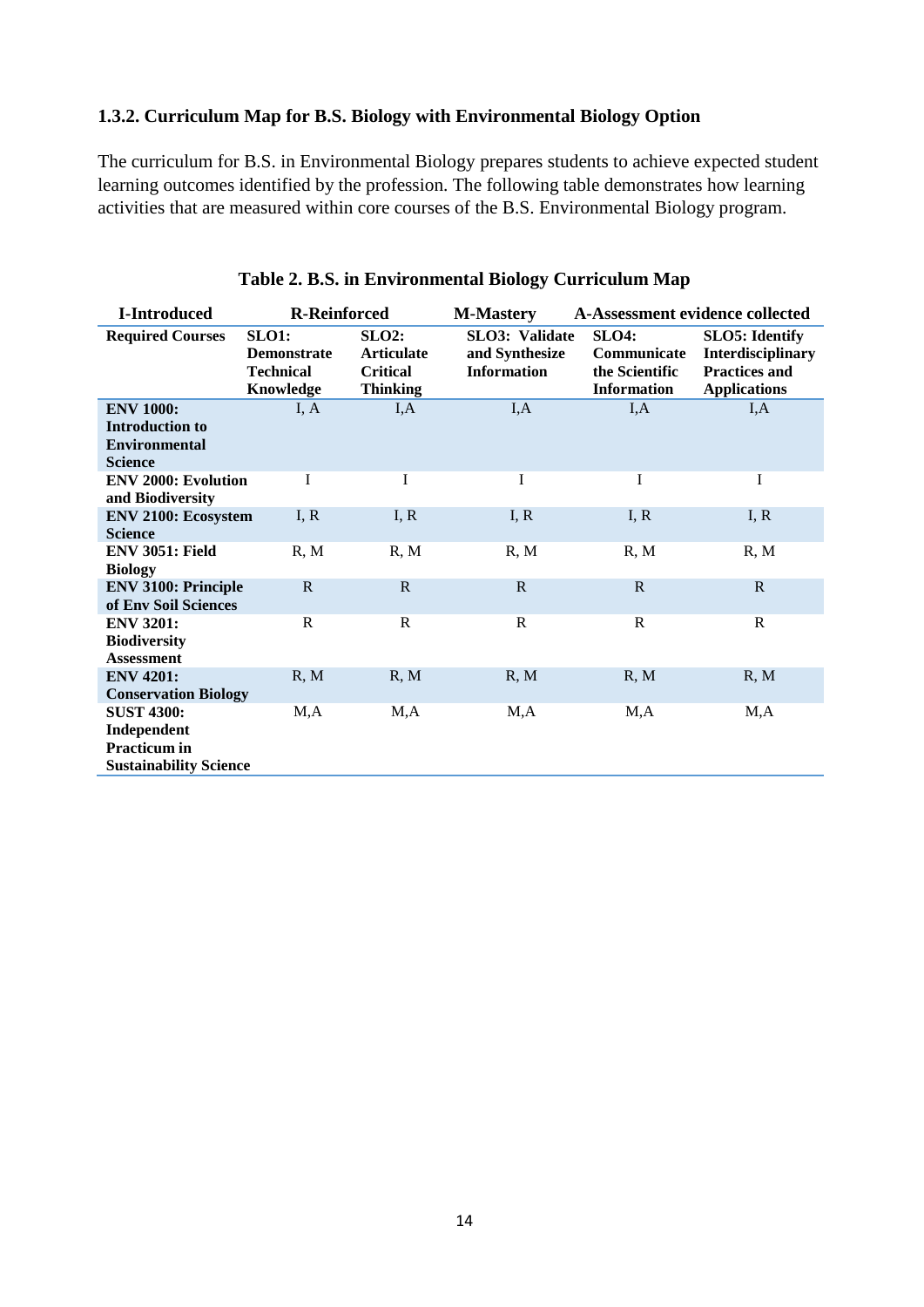### 1.3.2. Curriculum Map for B.S. Biology with Environmental Biology Option

The curriculum for B.S. in Environmental Biology prepares students to achieve expected student learning outcomes identified by the profession. The following table demonstrates how learning activities that are measured within core courses of the B.S. Environmental Biology program.

**Table 2. B.S. in Environmental Biology Curriculum Map**

**I-Introduced** | **R-Reinforced** | **M-Mastery** | **A-Assessment evidence collected**

| Required Courses | SLO1: Demonstrate Technical Knowledge | SLO2: Articulate Critical Thinking | SLO3: Validate and Synthesize Information | SLO4: Communicate the Scientific Information | SLO5: Identify Interdisciplinary Practices and Applications |
|---|---|---|---|---|---|
| **ENV 1000: Introduction to Environmental Science** | I, A | I,A | I,A | I,A | I,A |
| **ENV 2000: Evolution and Biodiversity** | I | I | I | I | I |
| **ENV 2100: Ecosystem Science** | I, R | I, R | I, R | I, R | I, R |
| **ENV 3051: Field Biology** | R, M | R, M | R, M | R, M | R, M |
| **ENV 3100: Principle of Env Soil Sciences** | R | R | R | R | R |
| **ENV 3201: Biodiversity Assessment** | R | R | R | R | R |
| **ENV 4201: Conservation Biology** | R, M | R, M | R, M | R, M | R, M |
| **SUST 4300: Independent Practicum in Sustainability Science** | M,A | M,A | M,A | M,A | M,A |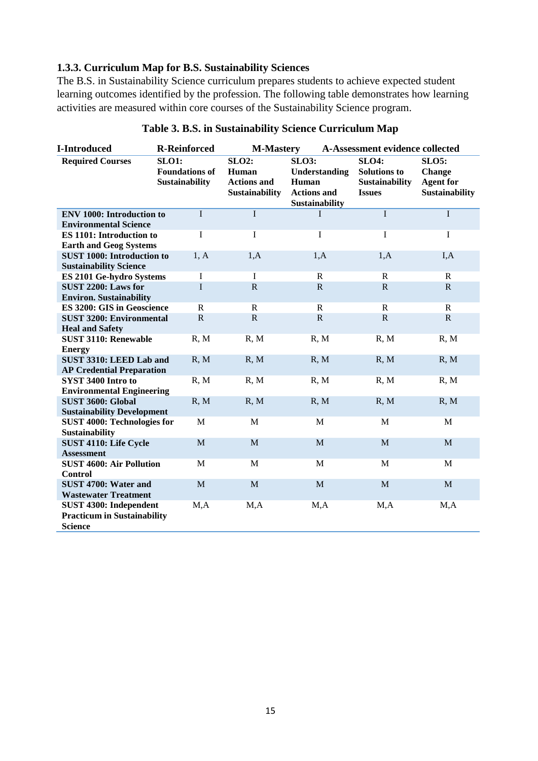### 1.3.3. Curriculum Map for B.S. Sustainability Sciences

The B.S. in Sustainability Science curriculum prepares students to achieve expected student learning outcomes identified by the profession. The following table demonstrates how learning activities are measured within core courses of the Sustainability Science program.

**Table 3. B.S. in Sustainability Science Curriculum Map**

| I-Introduced | R-Reinforced | M-Mastery | | A-Assessment evidence collected | |
|---|---|---|---|---|---|
| **Required Courses** | **SLO1: Foundations of Sustainability** | **SLO2: Human Actions and Sustainability** | **SLO3: Understanding Human Actions and Sustainability** | **SLO4: Solutions to Sustainability Issues** | **SLO5: Change Agent for Sustainability** |
| **ENV 1000: Introduction to Environmental Science** | I | I | I | I | I |
| **ES 1101: Introduction to Earth and Geog Systems** | I | I | I | I | I |
| **SUST 1000: Introduction to Sustainability Science** | 1, A | 1,A | 1,A | 1,A | I,A |
| **ES 2101 Ge-hydro Systems** | I | I | R | R | R |
| **SUST 2200: Laws for Environ. Sustainability** | I | R | R | R | R |
| **ES 3200: GIS in Geoscience** | R | R | R | R | R |
| **SUST 3200: Environmental Heal and Safety** | R | R | R | R | R |
| **SUST 3110: Renewable Energy** | R, M | R, M | R, M | R, M | R, M |
| **SUST 3310: LEED Lab and AP Credential Preparation** | R, M | R, M | R, M | R, M | R, M |
| **SYST 3400 Intro to Environmental Engineering** | R, M | R, M | R, M | R, M | R, M |
| **SUST 3600: Global Sustainability Development** | R, M | R, M | R, M | R, M | R, M |
| **SUST 4000: Technologies for Sustainability** | M | M | M | M | M |
| **SUST 4110: Life Cycle Assessment** | M | M | M | M | M |
| **SUST 4600: Air Pollution Control** | M | M | M | M | M |
| **SUST 4700: Water and Wastewater Treatment** | M | M | M | M | M |
| **SUST 4300: Independent Practicum in Sustainability Science** | M,A | M,A | M,A | M,A | M,A |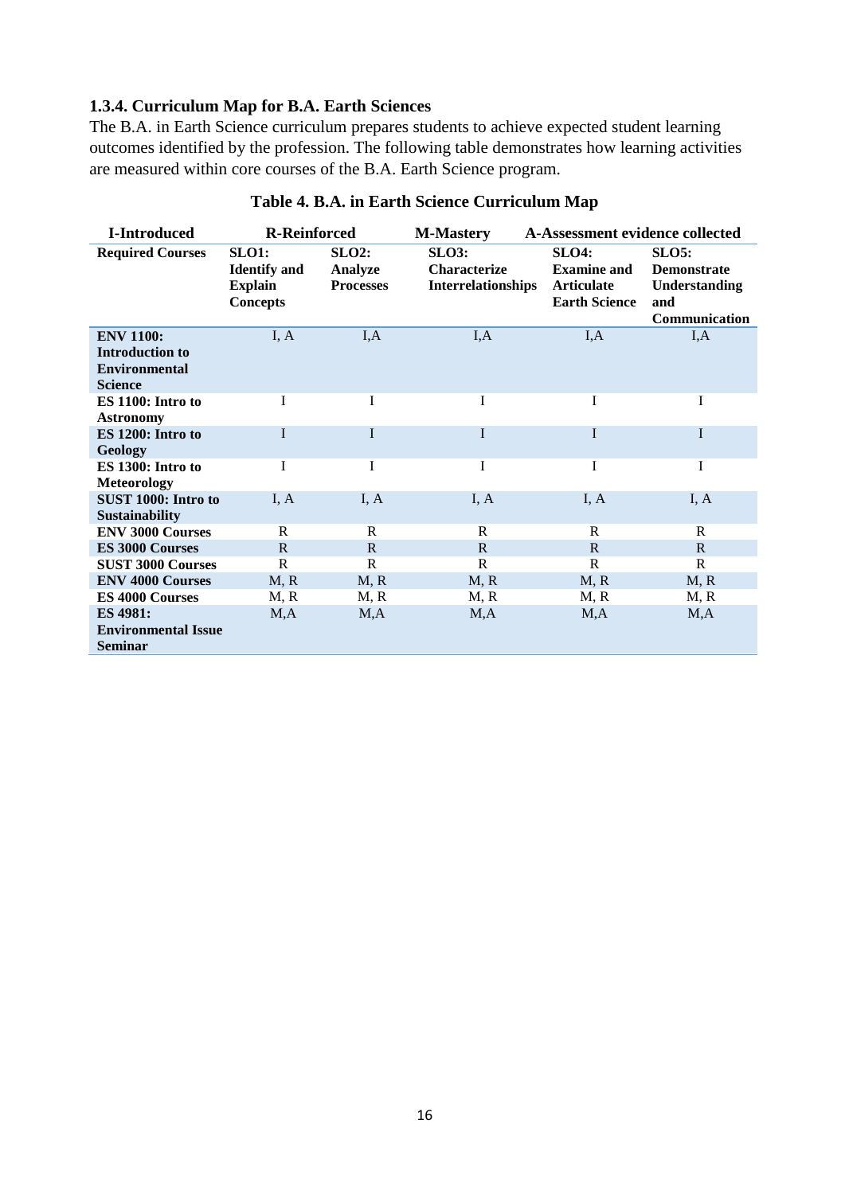### 1.3.4. Curriculum Map for B.A. Earth Sciences

The B.A. in Earth Science curriculum prepares students to achieve expected student learning outcomes identified by the profession. The following table demonstrates how learning activities are measured within core courses of the B.A. Earth Science program.

**Table 4. B.A. in Earth Science Curriculum Map**

I-Introduced R-Reinforced M-Mastery A-Assessment evidence collected

| Required Courses | SLO1: Identify and Explain Concepts | SLO2: Analyze Processes | SLO3: Characterize Interrelationships | SLO4: Examine and Articulate Earth Science | SLO5: Demonstrate Understanding and Communication |
|---|---|---|---|---|---|
| ENV 1100: Introduction to Environmental Science | I, A | I,A | I,A | I,A | I,A |
| ES 1100: Intro to Astronomy | I | I | I | I | I |
| ES 1200: Intro to Geology | I | I | I | I | I |
| ES 1300: Intro to Meteorology | I | I | I | I | I |
| SUST 1000: Intro to Sustainability | I, A | I, A | I, A | I, A | I, A |
| ENV 3000 Courses | R | R | R | R | R |
| ES 3000 Courses | R | R | R | R | R |
| SUST 3000 Courses | R | R | R | R | R |
| ENV 4000 Courses | M, R | M, R | M, R | M, R | M, R |
| ES 4000 Courses | M, R | M, R | M, R | M, R | M, R |
| ES 4981: Environmental Issue Seminar | M,A | M,A | M,A | M,A | M,A |